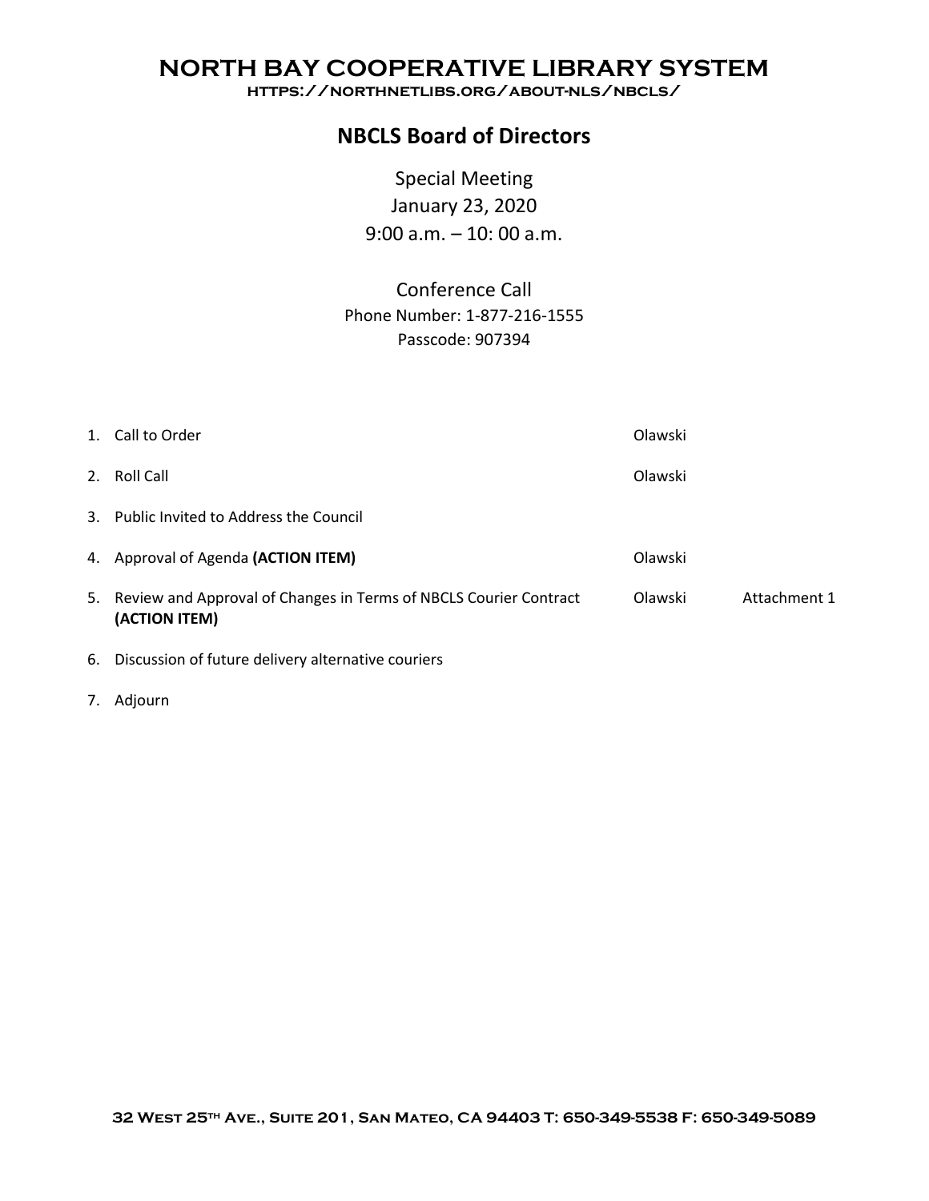# NORTH BAY COOPERATIVE LIBRARY SYSTEM

HTTPS://NORTHNETLIBS.ORG/ABOUT-NLS/NBCLS/

## NBCLS Board of Directors

Special Meeting
January 23, 2020
9:00 a.m. – 10: 00 a.m.

Conference Call
Phone Number: 1-877-216-1555
Passcode: 907394

| | | | |
|---|---|---|---|
| 1. | Call to Order | Olawski | |
| 2. | Roll Call | Olawski | |
| 3. | Public Invited to Address the Council | | |
| 4. | Approval of Agenda **(ACTION ITEM)** | Olawski | |
| 5. | Review and Approval of Changes in Terms of NBCLS Courier Contract **(ACTION ITEM)** | Olawski | Attachment 1 |
| 6. | Discussion of future delivery alternative couriers | | |
| 7. | Adjourn | | |

32 West 25th Ave., Suite 201, San Mateo, CA 94403 T: 650-349-5538 F: 650-349-5089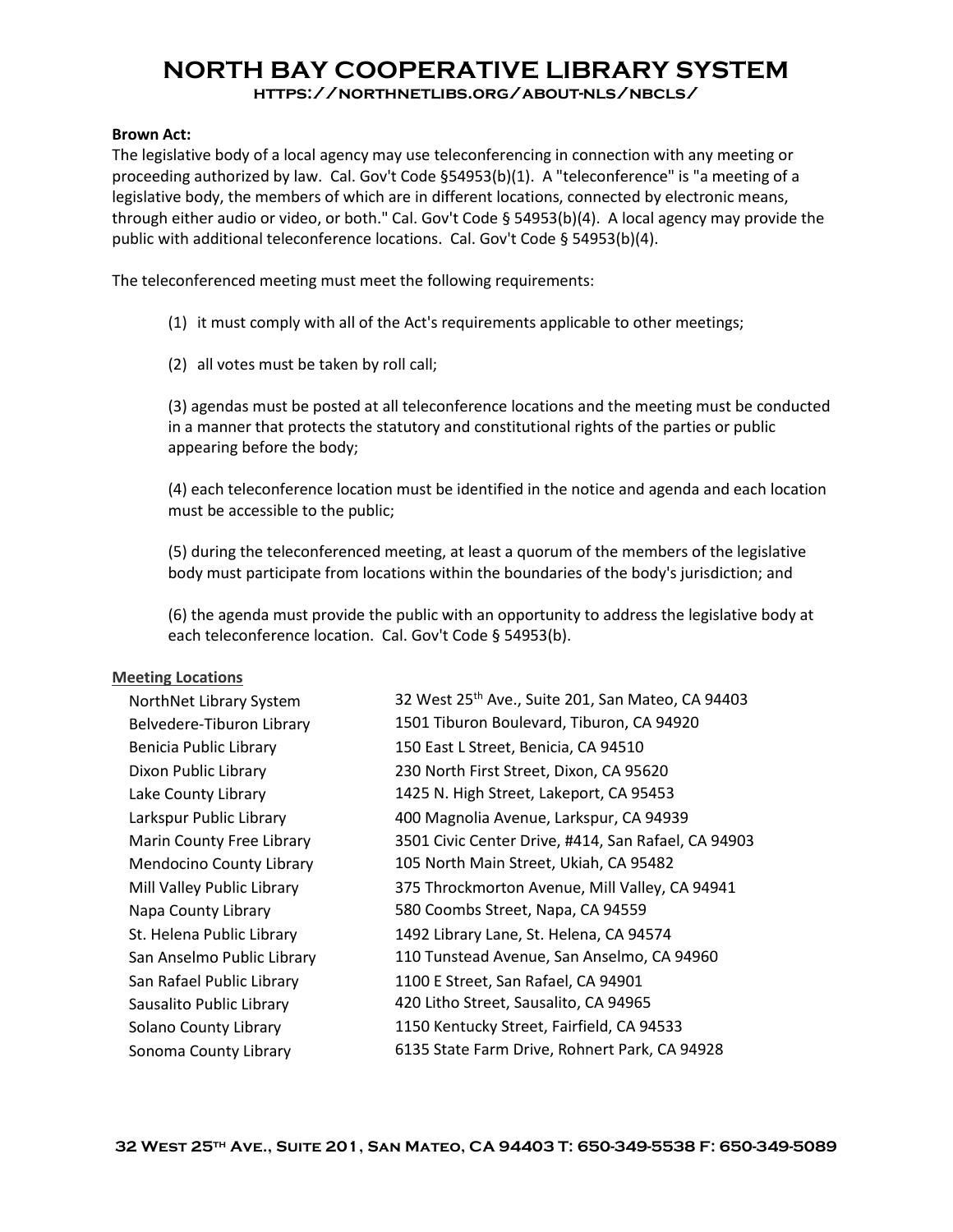# NORTH BAY COOPERATIVE LIBRARY SYSTEM

HTTPS://NORTHNETLIBS.ORG/ABOUT-NLS/NBCLS/

**Brown Act:**

The legislative body of a local agency may use teleconferencing in connection with any meeting or proceeding authorized by law. Cal. Gov't Code §54953(b)(1). A "teleconference" is "a meeting of a legislative body, the members of which are in different locations, connected by electronic means, through either audio or video, or both." Cal. Gov't Code § 54953(b)(4). A local agency may provide the public with additional teleconference locations. Cal. Gov't Code § 54953(b)(4).

The teleconferenced meeting must meet the following requirements:

(1) it must comply with all of the Act's requirements applicable to other meetings;

(2) all votes must be taken by roll call;

(3) agendas must be posted at all teleconference locations and the meeting must be conducted in a manner that protects the statutory and constitutional rights of the parties or public appearing before the body;

(4) each teleconference location must be identified in the notice and agenda and each location must be accessible to the public;

(5) during the teleconferenced meeting, at least a quorum of the members of the legislative body must participate from locations within the boundaries of the body's jurisdiction; and

(6) the agenda must provide the public with an opportunity to address the legislative body at each teleconference location. Cal. Gov't Code § 54953(b).

**Meeting Locations**

| | |
|---|---|
| NorthNet Library System | 32 West 25th Ave., Suite 201, San Mateo, CA 94403 |
| Belvedere-Tiburon Library | 1501 Tiburon Boulevard, Tiburon, CA 94920 |
| Benicia Public Library | 150 East L Street, Benicia, CA 94510 |
| Dixon Public Library | 230 North First Street, Dixon, CA 95620 |
| Lake County Library | 1425 N. High Street, Lakeport, CA 95453 |
| Larkspur Public Library | 400 Magnolia Avenue, Larkspur, CA 94939 |
| Marin County Free Library | 3501 Civic Center Drive, #414, San Rafael, CA 94903 |
| Mendocino County Library | 105 North Main Street, Ukiah, CA 95482 |
| Mill Valley Public Library | 375 Throckmorton Avenue, Mill Valley, CA 94941 |
| Napa County Library | 580 Coombs Street, Napa, CA 94559 |
| St. Helena Public Library | 1492 Library Lane, St. Helena, CA 94574 |
| San Anselmo Public Library | 110 Tunstead Avenue, San Anselmo, CA 94960 |
| San Rafael Public Library | 1100 E Street, San Rafael, CA 94901 |
| Sausalito Public Library | 420 Litho Street, Sausalito, CA 94965 |
| Solano County Library | 1150 Kentucky Street, Fairfield, CA 94533 |
| Sonoma County Library | 6135 State Farm Drive, Rohnert Park, CA 94928 |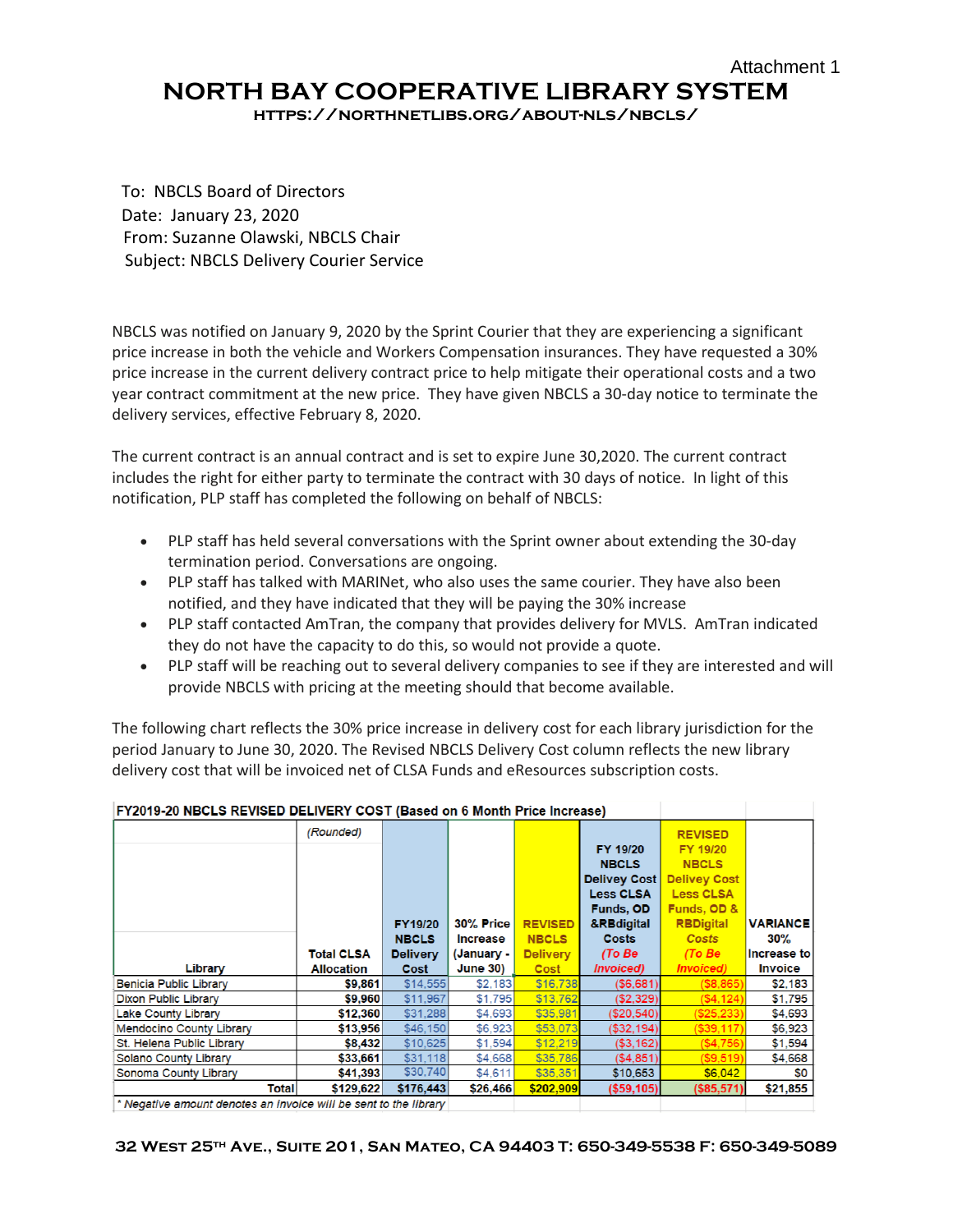Attachment 1

# NORTH BAY COOPERATIVE LIBRARY SYSTEM

**HTTPS://NORTHNETLIBS.ORG/ABOUT-NLS/NBCLS/**

To: NBCLS Board of Directors
Date: January 23, 2020
From: Suzanne Olawski, NBCLS Chair
Subject: NBCLS Delivery Courier Service

NBCLS was notified on January 9, 2020 by the Sprint Courier that they are experiencing a significant price increase in both the vehicle and Workers Compensation insurances. They have requested a 30% price increase in the current delivery contract price to help mitigate their operational costs and a two year contract commitment at the new price. They have given NBCLS a 30-day notice to terminate the delivery services, effective February 8, 2020.

The current contract is an annual contract and is set to expire June 30,2020. The current contract includes the right for either party to terminate the contract with 30 days of notice. In light of this notification, PLP staff has completed the following on behalf of NBCLS:

- PLP staff has held several conversations with the Sprint owner about extending the 30-day termination period. Conversations are ongoing.
- PLP staff has talked with MARINet, who also uses the same courier. They have also been notified, and they have indicated that they will be paying the 30% increase
- PLP staff contacted AmTran, the company that provides delivery for MVLS. AmTran indicated they do not have the capacity to do this, so would not provide a quote.
- PLP staff will be reaching out to several delivery companies to see if they are interested and will provide NBCLS with pricing at the meeting should that become available.

The following chart reflects the 30% price increase in delivery cost for each library jurisdiction for the period January to June 30, 2020. The Revised NBCLS Delivery Cost column reflects the new library delivery cost that will be invoiced net of CLSA Funds and eResources subscription costs.

**FY2019-20 NBCLS REVISED DELIVERY COST (Based on 6 Month Price Increase)**

| Library | Total CLSA Allocation *(Rounded)* | FY19/20 NBCLS Delivery Cost | 30% Price Increase (January - June 30) | REVISED NBCLS Delivery Cost | FY 19/20 NBCLS Delivey Cost Less CLSA Funds, OD &RBdigital Costs *(To Be Invoiced)* | REVISED FY 19/20 NBCLS Delivey Cost Less CLSA Funds, OD & RBDigital *Costs (To Be Invoiced)* | VARIANCE 30% Increase to Invoice |
|---|---|---|---|---|---|---|---|
| Benicia Public Library | $9,861 | $14,555 | $2,183 | $16,738 | ($6,681) | ($8,865) | $2,183 |
| Dixon Public Library | $9,960 | $11,967 | $1,795 | $13,762 | ($2,329) | ($4,124) | $1,795 |
| Lake County Library | $12,360 | $31,288 | $4,693 | $35,981 | ($20,540) | ($25,233) | $4,693 |
| Mendocino County Library | $13,956 | $46,150 | $6,923 | $53,073 | ($32,194) | ($39,117) | $6,923 |
| St. Helena Public Library | $8,432 | $10,625 | $1,594 | $12,219 | ($3,162) | ($4,756) | $1,594 |
| Solano County Library | $33,661 | $31,118 | $4,668 | $35,786 | ($4,851) | ($9,519) | $4,668 |
| Sonoma County Library | $41,393 | $30,740 | $4,611 | $35,351 | $10,653 | $6,042 | $0 |
| **Total** | **$129,622** | **$176,443** | **$26,466** | **$202,909** | **($59,105)** | **($85,571)** | **$21,855** |

*\* Negative amount denotes an invoice will be sent to the library*

**32 WEST 25TH AVE., SUITE 201, SAN MATEO, CA 94403 T: 650-349-5538 F: 650-349-5089**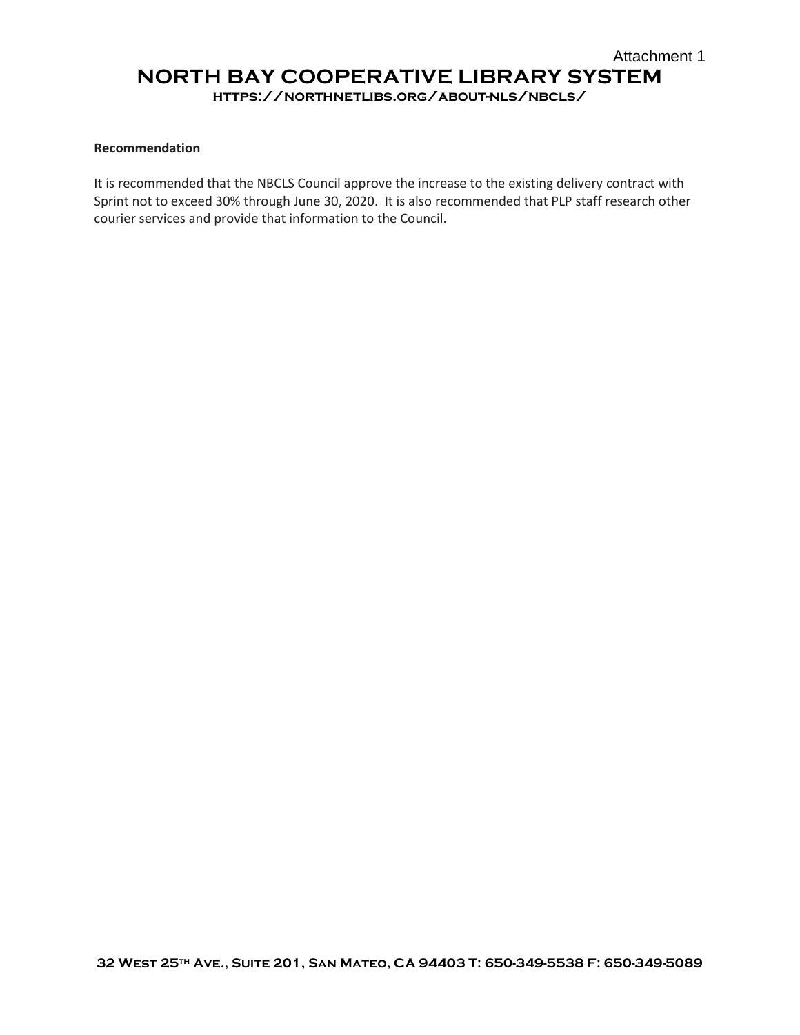Attachment 1

# NORTH BAY COOPERATIVE LIBRARY SYSTEM

HTTPS://NORTHNETLIBS.ORG/ABOUT-NLS/NBCLS/

**Recommendation**

It is recommended that the NBCLS Council approve the increase to the existing delivery contract with Sprint not to exceed 30% through June 30, 2020. It is also recommended that PLP staff research other courier services and provide that information to the Council.

32 West 25th Ave., Suite 201, San Mateo, CA 94403 T: 650-349-5538 F: 650-349-5089